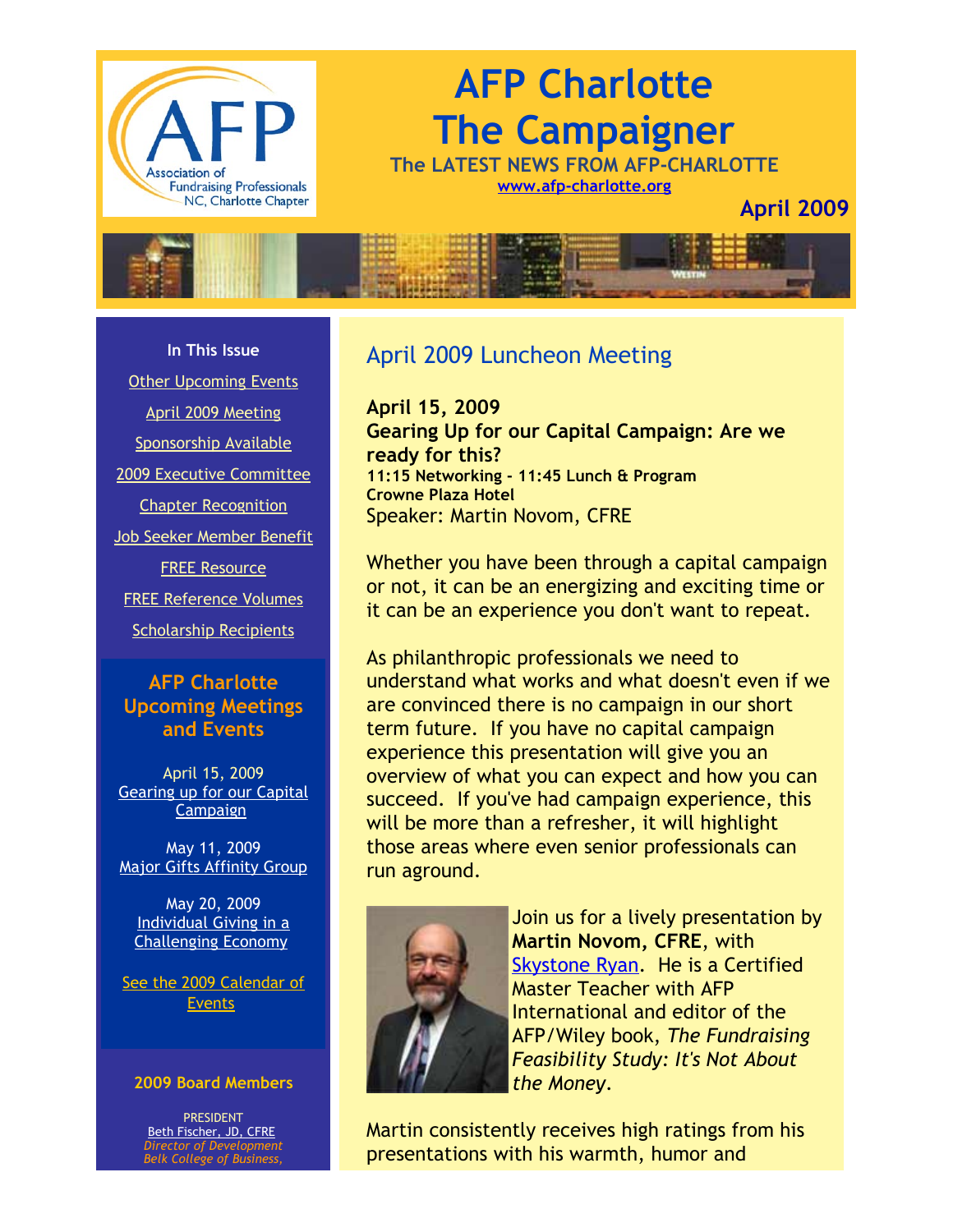# AFP Charlotte The Campaigner

**The LATEST NEWS FROM AFP-CHARLOTTE**

www.afp-charlotte.org

**April 2009**

**In This Issue**

- Other Upcoming Events
- April 2009 Meeting
- Sponsorship Available
- 2009 Executive Committee
- Chapter Recognition
- Job Seeker Member Benefit
- FREE Resource
- FREE Reference Volumes
- Scholarship Recipients

## AFP Charlotte Upcoming Meetings and Events

April 15, 2009
Gearing up for our Capital Campaign

May 11, 2009
Major Gifts Affinity Group

May 20, 2009
Individual Giving in a Challenging Economy

See the 2009 Calendar of Events

**2009 Board Members**

PRESIDENT
Beth Fischer, JD, CFRE
*Director of Development*
*Belk College of Business,*

## April 2009 Luncheon Meeting

**April 15, 2009**
**Gearing Up for our Capital Campaign: Are we ready for this?**
**11:15 Networking - 11:45 Lunch & Program**
**Crowne Plaza Hotel**
Speaker: Martin Novom, CFRE

Whether you have been through a capital campaign or not, it can be an energizing and exciting time or it can be an experience you don't want to repeat.

As philanthropic professionals we need to understand what works and what doesn't even if we are convinced there is no campaign in our short term future. If you have no capital campaign experience this presentation will give you an overview of what you can expect and how you can succeed. If you've had campaign experience, this will be more than a refresher, it will highlight those areas where even senior professionals can run aground.

Join us for a lively presentation by **Martin Novom, CFRE**, with Skystone Ryan. He is a Certified Master Teacher with AFP International and editor of the AFP/Wiley book, *The Fundraising Feasibility Study: It's Not About the Money*.

Martin consistently receives high ratings from his presentations with his warmth, humor and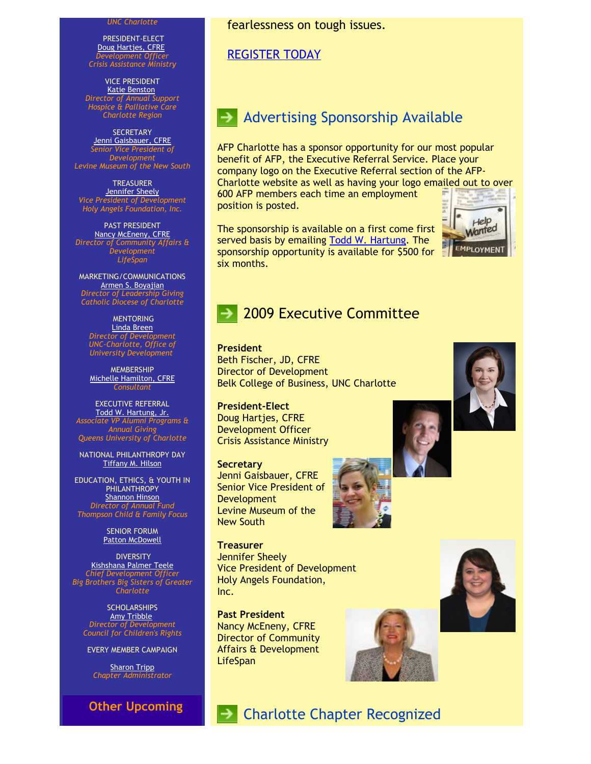UNC Charlotte

PRESIDENT-ELECT
Doug Hartjes, CFRE
*Development Officer*
*Crisis Assistance Ministry*

VICE PRESIDENT
Katie Benston
*Director of Annual Support*
*Hospice & Palliative Care Charlotte Region*

SECRETARY
Jenni Gaisbauer, CFRE
*Senior Vice President of Development*
*Levine Museum of the New South*

TREASURER
Jennifer Sheely
*Vice President of Development*
*Holy Angels Foundation, Inc.*

PAST PRESIDENT
Nancy McEneny, CFRE
*Director of Community Affairs & Development*
*LifeSpan*

MARKETING/COMMUNICATIONS
Armen S. Boyajian
*Director of Leadership Giving*
*Catholic Diocese of Charlotte*

MENTORING
Linda Breen
*Director of Development*
*UNC-Charlotte, Office of University Development*

MEMBERSHIP
Michelle Hamilton, CFRE
*Consultant*

EXECUTIVE REFERRAL
Todd W. Hartung, Jr.
*Associate VP Alumni Programs & Annual Giving*
*Queens University of Charlotte*

NATIONAL PHILANTHROPY DAY
Tiffany M. Hilson

EDUCATION, ETHICS, & YOUTH IN PHILANTHROPY
Shannon Hinson
*Director of Annual Fund*
*Thompson Child & Family Focus*

SENIOR FORUM
Patton McDowell

DIVERSITY
Kishshana Palmer Teele
*Chief Development Officer*
*Big Brothers Big Sisters of Greater Charlotte*

SCHOLARSHIPS
Amy Tribble
*Director of Development*
*Council for Children's Rights*

EVERY MEMBER CAMPAIGN

Sharon Tripp
*Chapter Administrator*

**Other Upcoming**

fearlessness on tough issues.

REGISTER TODAY

## Advertising Sponsorship Available

AFP Charlotte has a sponsor opportunity for our most popular benefit of AFP, the Executive Referral Service. Place your company logo on the Executive Referral section of the AFP-Charlotte website as well as having your logo emailed out to over 600 AFP members each time an employment position is posted.

The sponsorship is available on a first come first served basis by emailing Todd W. Hartung. The sponsorship opportunity is available for $500 for six months.

## 2009 Executive Committee

**President**
Beth Fischer, JD, CFRE
Director of Development
Belk College of Business, UNC Charlotte

**President-Elect**
Doug Hartjes, CFRE
Development Officer
Crisis Assistance Ministry

**Secretary**
Jenni Gaisbauer, CFRE
Senior Vice President of Development
Levine Museum of the New South

**Treasurer**
Jennifer Sheely
Vice President of Development
Holy Angels Foundation, Inc.

**Past President**
Nancy McEneny, CFRE
Director of Community Affairs & Development
LifeSpan

## Charlotte Chapter Recognized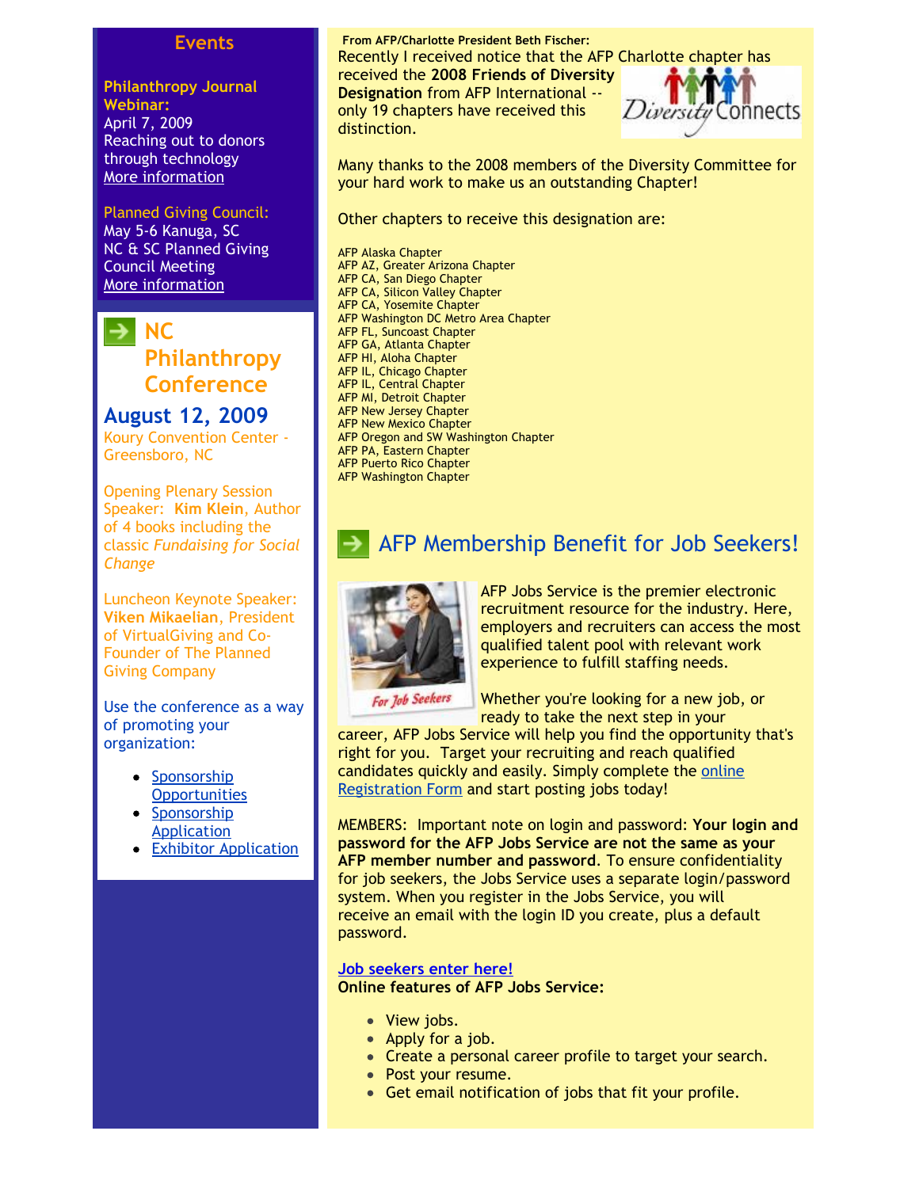## Events

**Philanthropy Journal Webinar:**
April 7, 2009
Reaching out to donors through technology
More information

Planned Giving Council:
May 5-6 Kanuga, SC
NC & SC Planned Giving Council Meeting
More information

## NC Philanthropy Conference

### August 12, 2009

Koury Convention Center - Greensboro, NC

Opening Plenary Session Speaker: **Kim Klein**, Author of 4 books including the classic *Fundaising for Social Change*

Luncheon Keynote Speaker: **Viken Mikaelian**, President of VirtualGiving and Co-Founder of The Planned Giving Company

Use the conference as a way of promoting your organization:

- Sponsorship Opportunities
- Sponsorship Application
- Exhibitor Application

**From AFP/Charlotte President Beth Fischer:**

Recently I received notice that the AFP Charlotte chapter has received the **2008 Friends of Diversity Designation** from AFP International -- only 19 chapters have received this distinction.

Many thanks to the 2008 members of the Diversity Committee for your hard work to make us an outstanding Chapter!

Other chapters to receive this designation are:

AFP Alaska Chapter
AFP AZ, Greater Arizona Chapter
AFP CA, San Diego Chapter
AFP CA, Silicon Valley Chapter
AFP CA, Yosemite Chapter
AFP Washington DC Metro Area Chapter
AFP FL, Suncoast Chapter
AFP GA, Atlanta Chapter
AFP HI, Aloha Chapter
AFP IL, Chicago Chapter
AFP IL, Central Chapter
AFP MI, Detroit Chapter
AFP New Jersey Chapter
AFP New Mexico Chapter
AFP Oregon and SW Washington Chapter
AFP PA, Eastern Chapter
AFP Puerto Rico Chapter
AFP Washington Chapter

## AFP Membership Benefit for Job Seekers!

AFP Jobs Service is the premier electronic recruitment resource for the industry. Here, employers and recruiters can access the most qualified talent pool with relevant work experience to fulfill staffing needs.

Whether you're looking for a new job, or ready to take the next step in your career, AFP Jobs Service will help you find the opportunity that's right for you. Target your recruiting and reach qualified candidates quickly and easily. Simply complete the online Registration Form and start posting jobs today!

MEMBERS: Important note on login and password: **Your login and password for the AFP Jobs Service are not the same as your AFP member number and password**. To ensure confidentiality for job seekers, the Jobs Service uses a separate login/password system. When you register in the Jobs Service, you will receive an email with the login ID you create, plus a default password.

**Job seekers enter here!**
**Online features of AFP Jobs Service:**

- View jobs.
- Apply for a job.
- Create a personal career profile to target your search.
- Post your resume.
- Get email notification of jobs that fit your profile.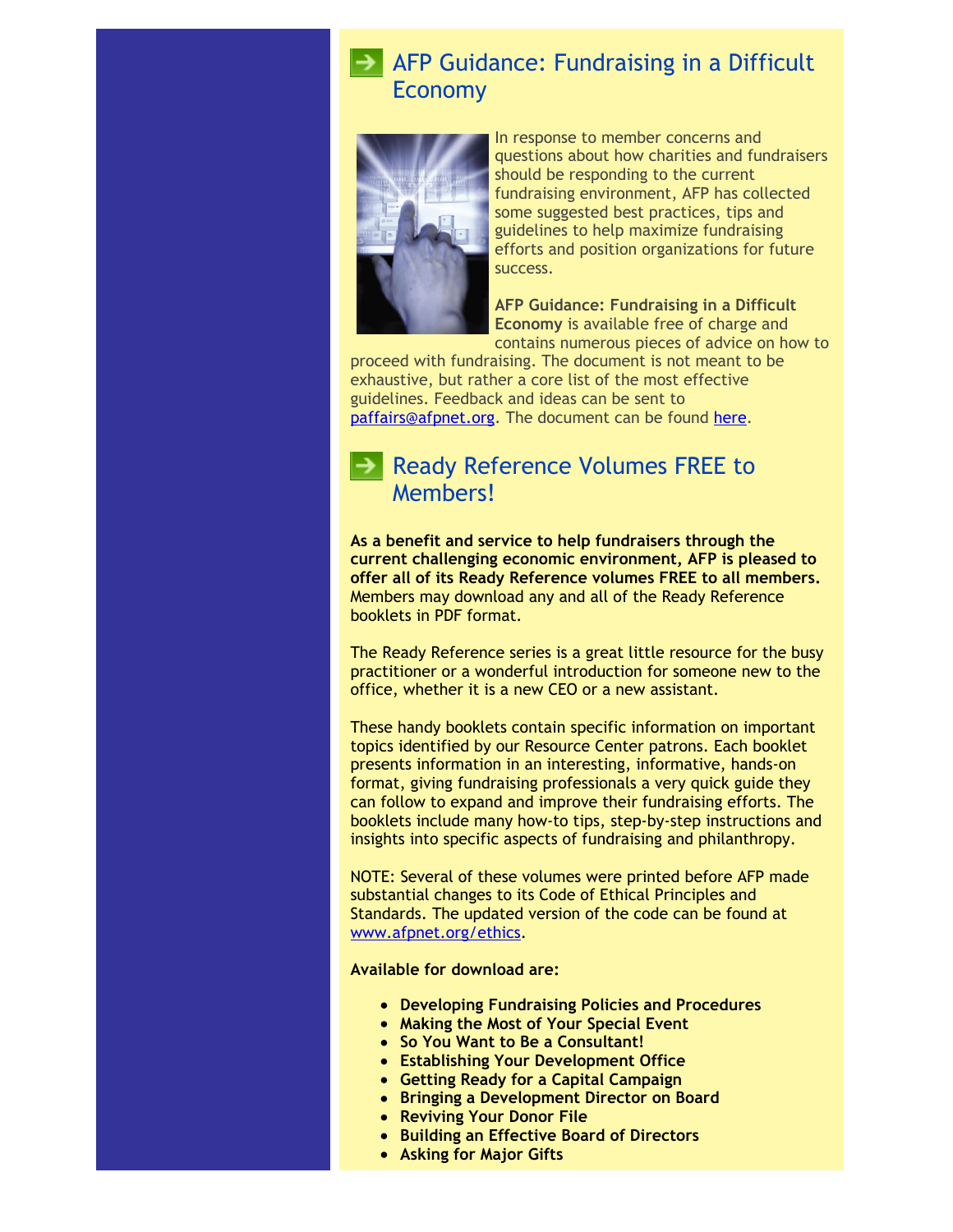## AFP Guidance: Fundraising in a Difficult Economy

In response to member concerns and questions about how charities and fundraisers should be responding to the current fundraising environment, AFP has collected some suggested best practices, tips and guidelines to help maximize fundraising efforts and position organizations for future success.

**AFP Guidance: Fundraising in a Difficult Economy** is available free of charge and contains numerous pieces of advice on how to proceed with fundraising. The document is not meant to be exhaustive, but rather a core list of the most effective guidelines. Feedback and ideas can be sent to paffairs@afpnet.org. The document can be found here.

## Ready Reference Volumes FREE to Members!

**As a benefit and service to help fundraisers through the current challenging economic environment, AFP is pleased to offer all of its Ready Reference volumes FREE to all members.** Members may download any and all of the Ready Reference booklets in PDF format.

The Ready Reference series is a great little resource for the busy practitioner or a wonderful introduction for someone new to the office, whether it is a new CEO or a new assistant.

These handy booklets contain specific information on important topics identified by our Resource Center patrons. Each booklet presents information in an interesting, informative, hands-on format, giving fundraising professionals a very quick guide they can follow to expand and improve their fundraising efforts. The booklets include many how-to tips, step-by-step instructions and insights into specific aspects of fundraising and philanthropy.

NOTE: Several of these volumes were printed before AFP made substantial changes to its Code of Ethical Principles and Standards. The updated version of the code can be found at www.afpnet.org/ethics.

**Available for download are:**

- **Developing Fundraising Policies and Procedures**
- **Making the Most of Your Special Event**
- **So You Want to Be a Consultant!**
- **Establishing Your Development Office**
- **Getting Ready for a Capital Campaign**
- **Bringing a Development Director on Board**
- **Reviving Your Donor File**
- **Building an Effective Board of Directors**
- **Asking for Major Gifts**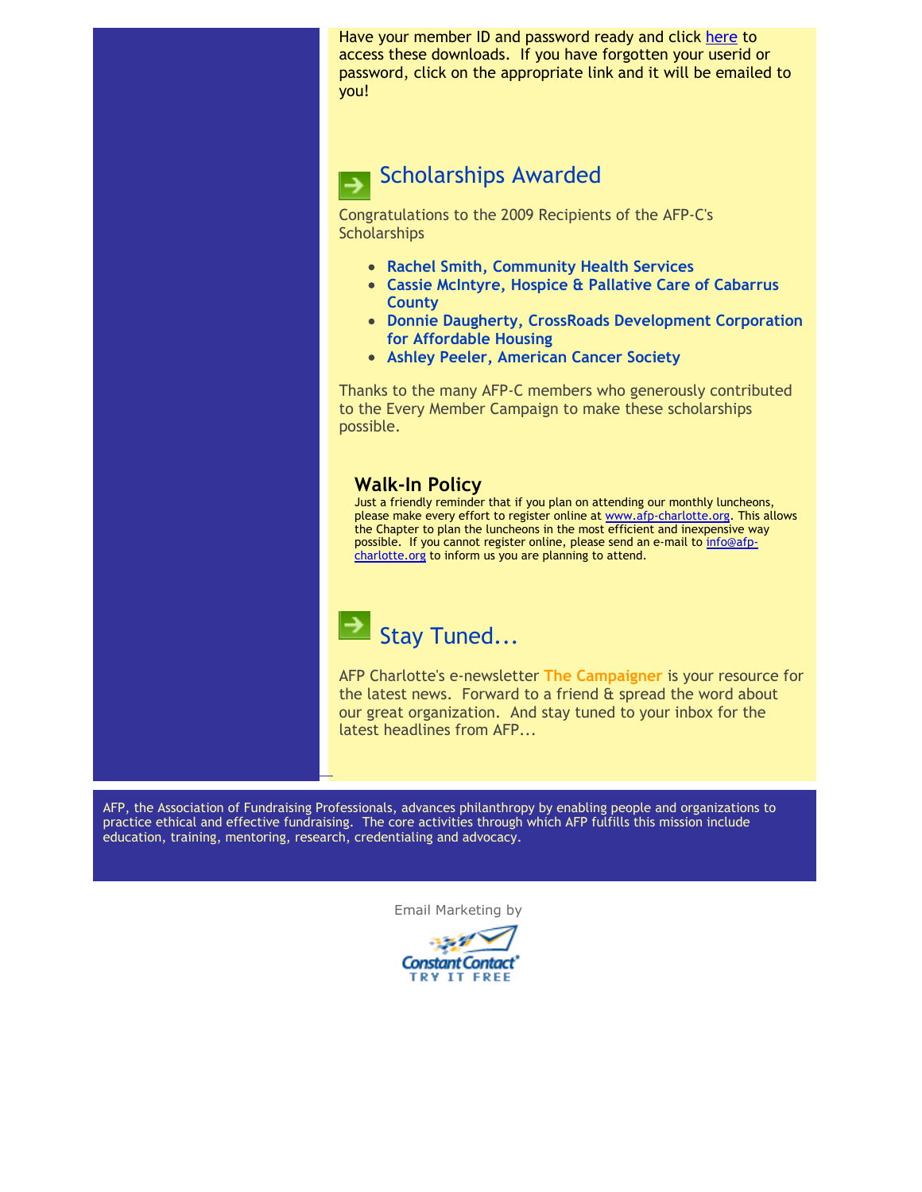Have your member ID and password ready and click here to access these downloads. If you have forgotten your userid or password, click on the appropriate link and it will be emailed to you!

## Scholarships Awarded

Congratulations to the 2009 Recipients of the AFP-C's Scholarships

- **Rachel Smith, Community Health Services**
- **Cassie McIntyre, Hospice & Pallative Care of Cabarrus County**
- **Donnie Daugherty, CrossRoads Development Corporation for Affordable Housing**
- **Ashley Peeler, American Cancer Society**

Thanks to the many AFP-C members who generously contributed to the Every Member Campaign to make these scholarships possible.

### Walk-In Policy

Just a friendly reminder that if you plan on attending our monthly luncheons, please make every effort to register online at www.afp-charlotte.org. This allows the Chapter to plan the luncheons in the most efficient and inexpensive way possible. If you cannot register online, please send an e-mail to info@afp-charlotte.org to inform us you are planning to attend.

## Stay Tuned...

AFP Charlotte's e-newsletter **The Campaigner** is your resource for the latest news. Forward to a friend & spread the word about our great organization. And stay tuned to your inbox for the latest headlines from AFP...

AFP, the Association of Fundraising Professionals, advances philanthropy by enabling people and organizations to practice ethical and effective fundraising. The core activities through which AFP fulfills this mission include education, training, mentoring, research, credentialing and advocacy.

Email Marketing by

Constant Contact® TRY IT FREE